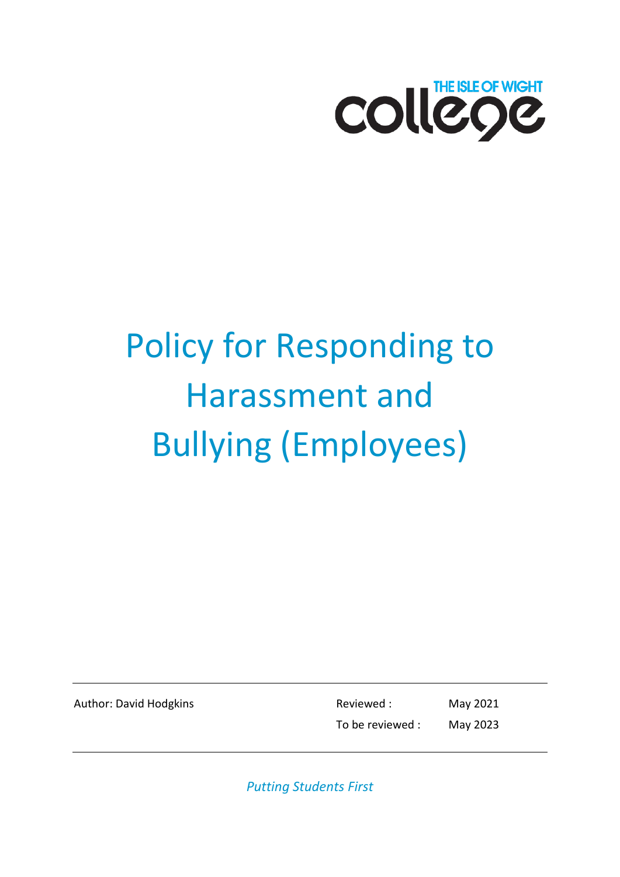THE ISLE OF WIGHT college

# Policy for Responding to Harassment and Bullying (Employees)

| Author: David Hodgkins | Reviewed : | May 2021 |
| --- | --- | --- |
| | To be reviewed : | May 2023 |

*Putting Students First*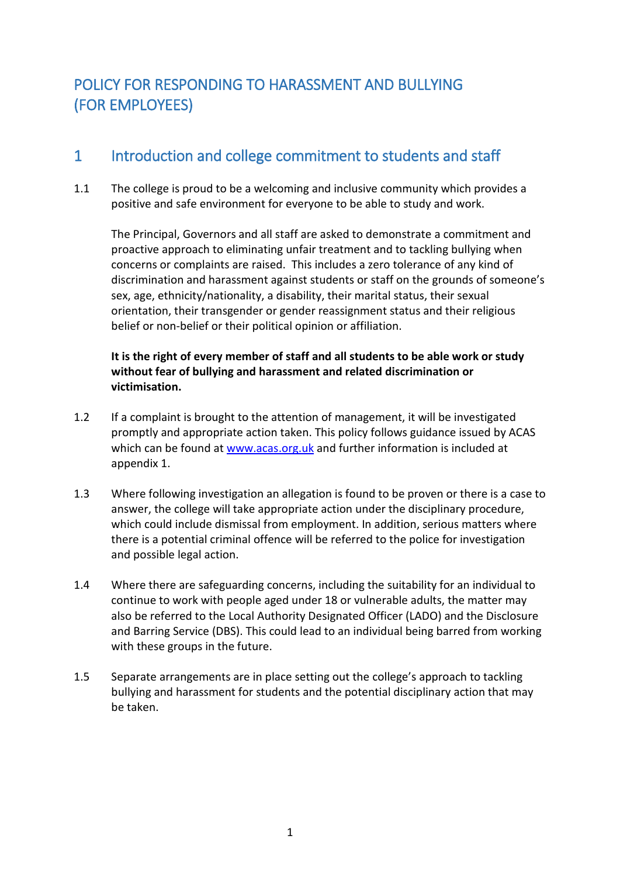# POLICY FOR RESPONDING TO HARASSMENT AND BULLYING (FOR EMPLOYEES)

## 1 Introduction and college commitment to students and staff

1.1 The college is proud to be a welcoming and inclusive community which provides a positive and safe environment for everyone to be able to study and work.

The Principal, Governors and all staff are asked to demonstrate a commitment and proactive approach to eliminating unfair treatment and to tackling bullying when concerns or complaints are raised. This includes a zero tolerance of any kind of discrimination and harassment against students or staff on the grounds of someone's sex, age, ethnicity/nationality, a disability, their marital status, their sexual orientation, their transgender or gender reassignment status and their religious belief or non-belief or their political opinion or affiliation.

**It is the right of every member of staff and all students to be able work or study without fear of bullying and harassment and related discrimination or victimisation.**

1.2 If a complaint is brought to the attention of management, it will be investigated promptly and appropriate action taken. This policy follows guidance issued by ACAS which can be found at [www.acas.org.uk](www.acas.org.uk) and further information is included at appendix 1.

1.3 Where following investigation an allegation is found to be proven or there is a case to answer, the college will take appropriate action under the disciplinary procedure, which could include dismissal from employment. In addition, serious matters where there is a potential criminal offence will be referred to the police for investigation and possible legal action.

1.4 Where there are safeguarding concerns, including the suitability for an individual to continue to work with people aged under 18 or vulnerable adults, the matter may also be referred to the Local Authority Designated Officer (LADO) and the Disclosure and Barring Service (DBS). This could lead to an individual being barred from working with these groups in the future.

1.5 Separate arrangements are in place setting out the college's approach to tackling bullying and harassment for students and the potential disciplinary action that may be taken.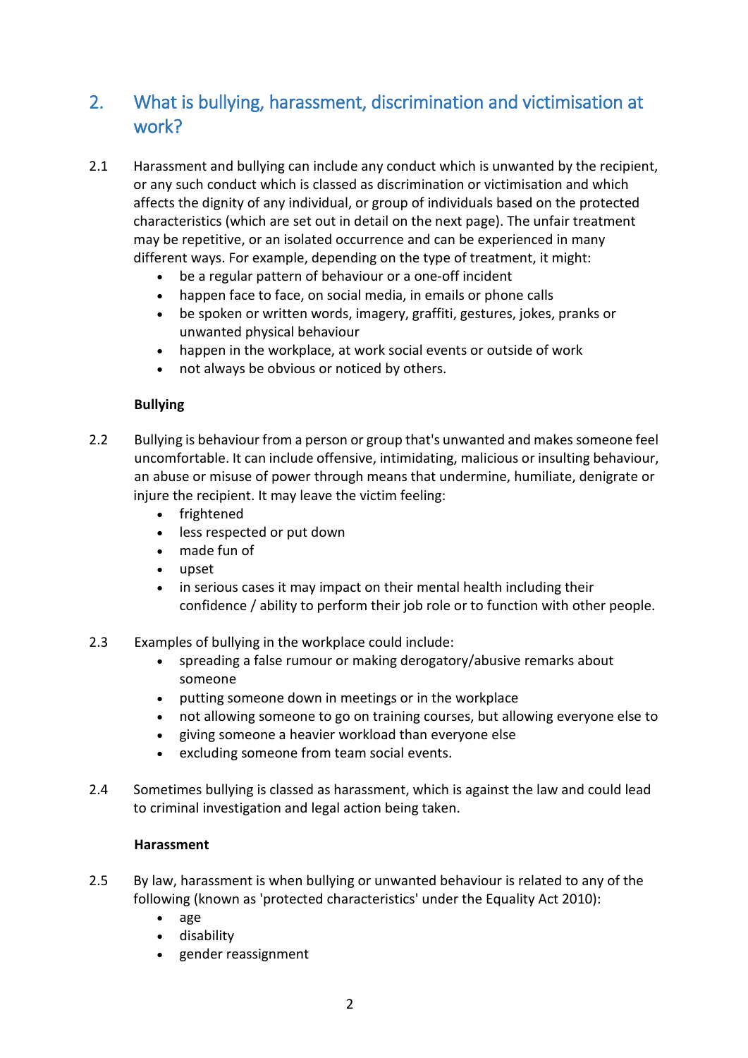## 2. What is bullying, harassment, discrimination and victimisation at work?

2.1 Harassment and bullying can include any conduct which is unwanted by the recipient, or any such conduct which is classed as discrimination or victimisation and which affects the dignity of any individual, or group of individuals based on the protected characteristics (which are set out in detail on the next page). The unfair treatment may be repetitive, or an isolated occurrence and can be experienced in many different ways. For example, depending on the type of treatment, it might:

- be a regular pattern of behaviour or a one-off incident
- happen face to face, on social media, in emails or phone calls
- be spoken or written words, imagery, graffiti, gestures, jokes, pranks or unwanted physical behaviour
- happen in the workplace, at work social events or outside of work
- not always be obvious or noticed by others.

**Bullying**

2.2 Bullying is behaviour from a person or group that's unwanted and makes someone feel uncomfortable. It can include offensive, intimidating, malicious or insulting behaviour, an abuse or misuse of power through means that undermine, humiliate, denigrate or injure the recipient. It may leave the victim feeling:

- frightened
- less respected or put down
- made fun of
- upset
- in serious cases it may impact on their mental health including their confidence / ability to perform their job role or to function with other people.

2.3 Examples of bullying in the workplace could include:

- spreading a false rumour or making derogatory/abusive remarks about someone
- putting someone down in meetings or in the workplace
- not allowing someone to go on training courses, but allowing everyone else to
- giving someone a heavier workload than everyone else
- excluding someone from team social events.

2.4 Sometimes bullying is classed as harassment, which is against the law and could lead to criminal investigation and legal action being taken.

**Harassment**

2.5 By law, harassment is when bullying or unwanted behaviour is related to any of the following (known as 'protected characteristics' under the Equality Act 2010):

- age
- disability
- gender reassignment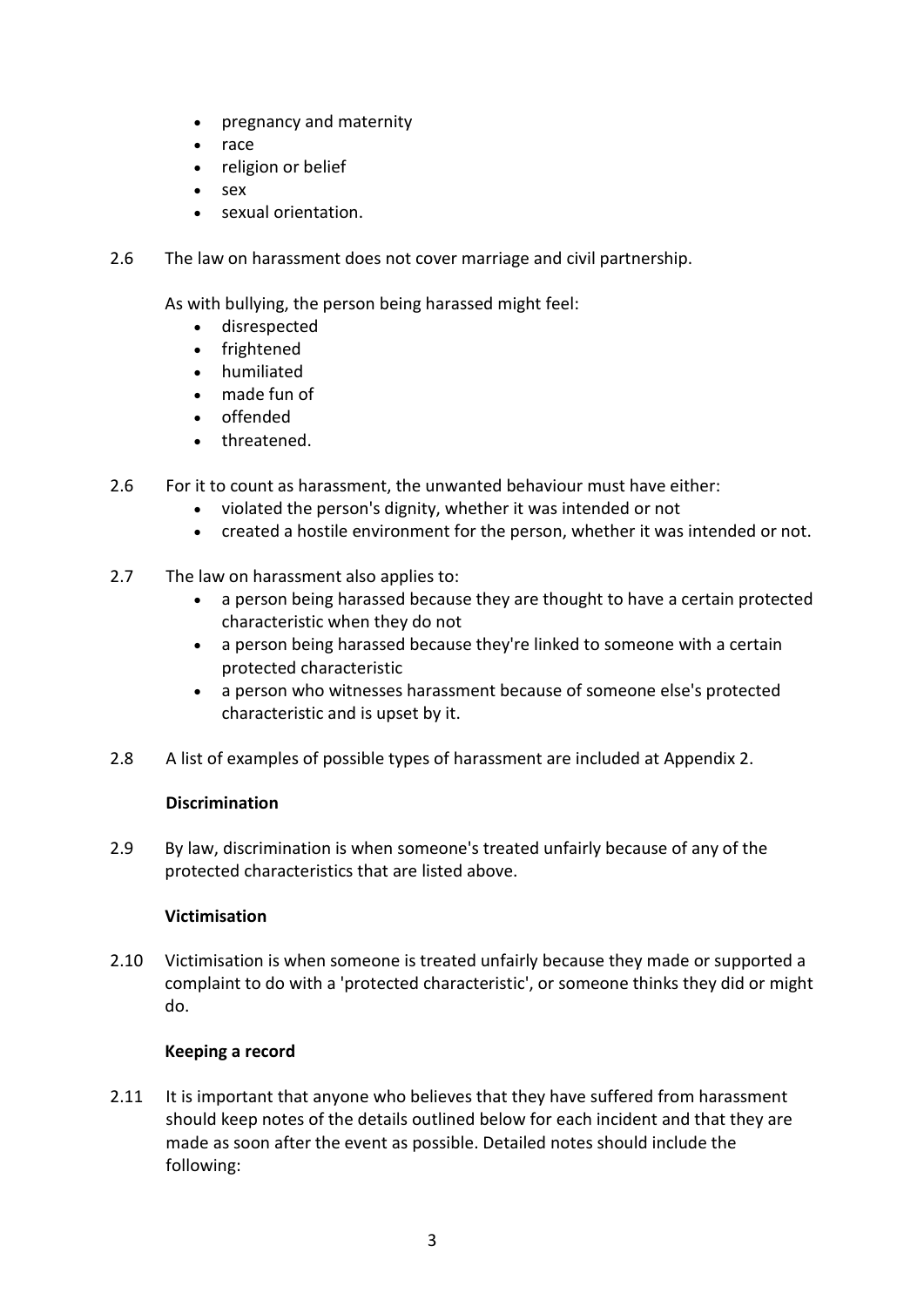- pregnancy and maternity
- race
- religion or belief
- sex
- sexual orientation.

2.6 The law on harassment does not cover marriage and civil partnership.

As with bullying, the person being harassed might feel:

- disrespected
- frightened
- humiliated
- made fun of
- offended
- threatened.

2.6 For it to count as harassment, the unwanted behaviour must have either:

- violated the person's dignity, whether it was intended or not
- created a hostile environment for the person, whether it was intended or not.

2.7 The law on harassment also applies to:

- a person being harassed because they are thought to have a certain protected characteristic when they do not
- a person being harassed because they're linked to someone with a certain protected characteristic
- a person who witnesses harassment because of someone else's protected characteristic and is upset by it.

2.8 A list of examples of possible types of harassment are included at Appendix 2.

**Discrimination**

2.9 By law, discrimination is when someone's treated unfairly because of any of the protected characteristics that are listed above.

**Victimisation**

2.10 Victimisation is when someone is treated unfairly because they made or supported a complaint to do with a 'protected characteristic', or someone thinks they did or might do.

**Keeping a record**

2.11 It is important that anyone who believes that they have suffered from harassment should keep notes of the details outlined below for each incident and that they are made as soon after the event as possible. Detailed notes should include the following: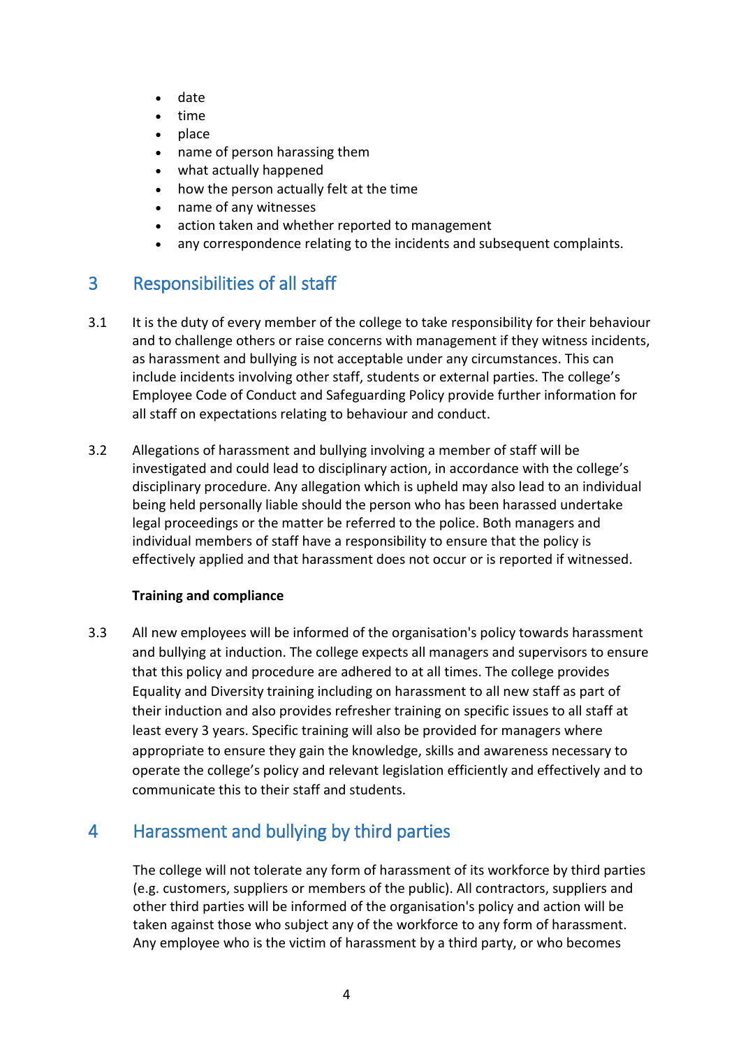- date
- time
- place
- name of person harassing them
- what actually happened
- how the person actually felt at the time
- name of any witnesses
- action taken and whether reported to management
- any correspondence relating to the incidents and subsequent complaints.

## 3 Responsibilities of all staff

3.1 It is the duty of every member of the college to take responsibility for their behaviour and to challenge others or raise concerns with management if they witness incidents, as harassment and bullying is not acceptable under any circumstances. This can include incidents involving other staff, students or external parties. The college's Employee Code of Conduct and Safeguarding Policy provide further information for all staff on expectations relating to behaviour and conduct.

3.2 Allegations of harassment and bullying involving a member of staff will be investigated and could lead to disciplinary action, in accordance with the college's disciplinary procedure. Any allegation which is upheld may also lead to an individual being held personally liable should the person who has been harassed undertake legal proceedings or the matter be referred to the police. Both managers and individual members of staff have a responsibility to ensure that the policy is effectively applied and that harassment does not occur or is reported if witnessed.

**Training and compliance**

3.3 All new employees will be informed of the organisation's policy towards harassment and bullying at induction. The college expects all managers and supervisors to ensure that this policy and procedure are adhered to at all times. The college provides Equality and Diversity training including on harassment to all new staff as part of their induction and also provides refresher training on specific issues to all staff at least every 3 years. Specific training will also be provided for managers where appropriate to ensure they gain the knowledge, skills and awareness necessary to operate the college's policy and relevant legislation efficiently and effectively and to communicate this to their staff and students.

## 4 Harassment and bullying by third parties

The college will not tolerate any form of harassment of its workforce by third parties (e.g. customers, suppliers or members of the public). All contractors, suppliers and other third parties will be informed of the organisation's policy and action will be taken against those who subject any of the workforce to any form of harassment. Any employee who is the victim of harassment by a third party, or who becomes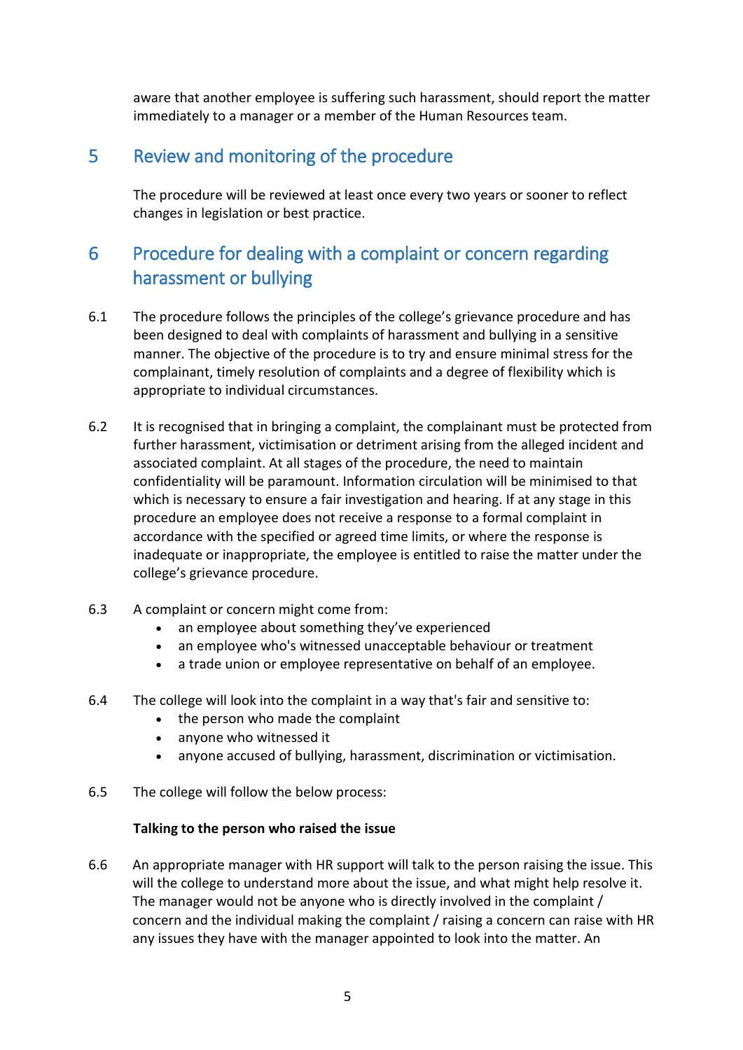aware that another employee is suffering such harassment, should report the matter immediately to a manager or a member of the Human Resources team.

## 5 Review and monitoring of the procedure

The procedure will be reviewed at least once every two years or sooner to reflect changes in legislation or best practice.

## 6 Procedure for dealing with a complaint or concern regarding harassment or bullying

6.1 The procedure follows the principles of the college's grievance procedure and has been designed to deal with complaints of harassment and bullying in a sensitive manner. The objective of the procedure is to try and ensure minimal stress for the complainant, timely resolution of complaints and a degree of flexibility which is appropriate to individual circumstances.

6.2 It is recognised that in bringing a complaint, the complainant must be protected from further harassment, victimisation or detriment arising from the alleged incident and associated complaint. At all stages of the procedure, the need to maintain confidentiality will be paramount. Information circulation will be minimised to that which is necessary to ensure a fair investigation and hearing. If at any stage in this procedure an employee does not receive a response to a formal complaint in accordance with the specified or agreed time limits, or where the response is inadequate or inappropriate, the employee is entitled to raise the matter under the college's grievance procedure.

6.3 A complaint or concern might come from:

- an employee about something they've experienced
- an employee who's witnessed unacceptable behaviour or treatment
- a trade union or employee representative on behalf of an employee.

6.4 The college will look into the complaint in a way that's fair and sensitive to:

- the person who made the complaint
- anyone who witnessed it
- anyone accused of bullying, harassment, discrimination or victimisation.

6.5 The college will follow the below process:

**Talking to the person who raised the issue**

6.6 An appropriate manager with HR support will talk to the person raising the issue. This will the college to understand more about the issue, and what might help resolve it. The manager would not be anyone who is directly involved in the complaint / concern and the individual making the complaint / raising a concern can raise with HR any issues they have with the manager appointed to look into the matter. An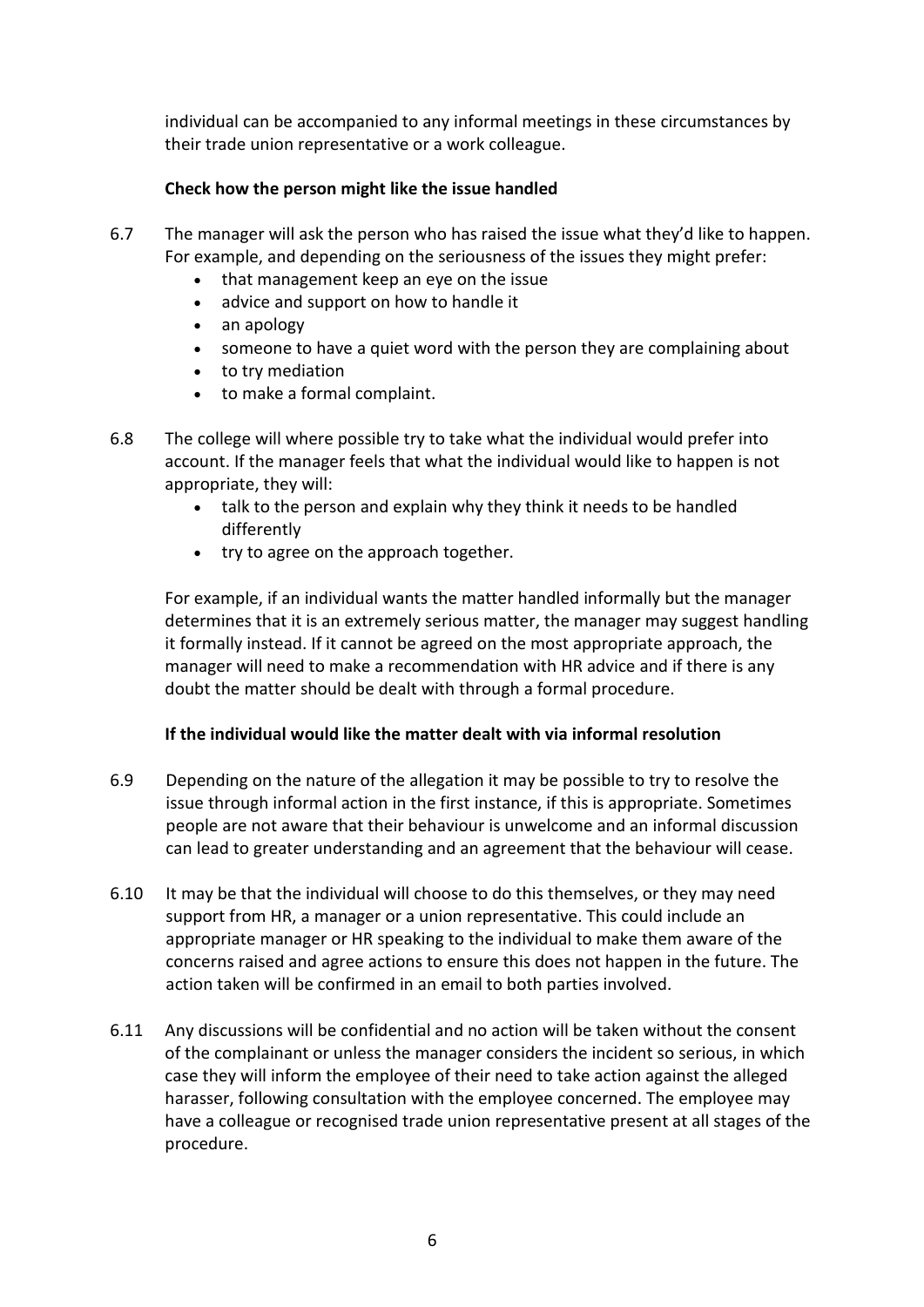individual can be accompanied to any informal meetings in these circumstances by their trade union representative or a work colleague.

**Check how the person might like the issue handled**

6.7 The manager will ask the person who has raised the issue what they'd like to happen. For example, and depending on the seriousness of the issues they might prefer:

- that management keep an eye on the issue
- advice and support on how to handle it
- an apology
- someone to have a quiet word with the person they are complaining about
- to try mediation
- to make a formal complaint.

6.8 The college will where possible try to take what the individual would prefer into account. If the manager feels that what the individual would like to happen is not appropriate, they will:

- talk to the person and explain why they think it needs to be handled differently
- try to agree on the approach together.

For example, if an individual wants the matter handled informally but the manager determines that it is an extremely serious matter, the manager may suggest handling it formally instead. If it cannot be agreed on the most appropriate approach, the manager will need to make a recommendation with HR advice and if there is any doubt the matter should be dealt with through a formal procedure.

**If the individual would like the matter dealt with via informal resolution**

6.9 Depending on the nature of the allegation it may be possible to try to resolve the issue through informal action in the first instance, if this is appropriate. Sometimes people are not aware that their behaviour is unwelcome and an informal discussion can lead to greater understanding and an agreement that the behaviour will cease.

6.10 It may be that the individual will choose to do this themselves, or they may need support from HR, a manager or a union representative. This could include an appropriate manager or HR speaking to the individual to make them aware of the concerns raised and agree actions to ensure this does not happen in the future. The action taken will be confirmed in an email to both parties involved.

6.11 Any discussions will be confidential and no action will be taken without the consent of the complainant or unless the manager considers the incident so serious, in which case they will inform the employee of their need to take action against the alleged harasser, following consultation with the employee concerned. The employee may have a colleague or recognised trade union representative present at all stages of the procedure.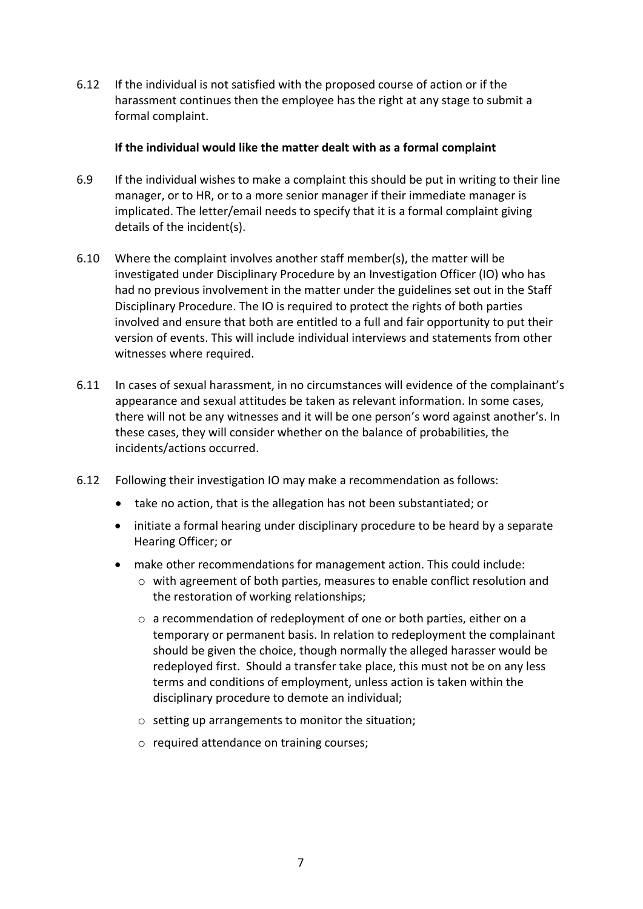6.12 If the individual is not satisfied with the proposed course of action or if the harassment continues then the employee has the right at any stage to submit a formal complaint.

**If the individual would like the matter dealt with as a formal complaint**

6.9 If the individual wishes to make a complaint this should be put in writing to their line manager, or to HR, or to a more senior manager if their immediate manager is implicated. The letter/email needs to specify that it is a formal complaint giving details of the incident(s).

6.10 Where the complaint involves another staff member(s), the matter will be investigated under Disciplinary Procedure by an Investigation Officer (IO) who has had no previous involvement in the matter under the guidelines set out in the Staff Disciplinary Procedure. The IO is required to protect the rights of both parties involved and ensure that both are entitled to a full and fair opportunity to put their version of events. This will include individual interviews and statements from other witnesses where required.

6.11 In cases of sexual harassment, in no circumstances will evidence of the complainant's appearance and sexual attitudes be taken as relevant information. In some cases, there will not be any witnesses and it will be one person's word against another's. In these cases, they will consider whether on the balance of probabilities, the incidents/actions occurred.

6.12 Following their investigation IO may make a recommendation as follows:

- take no action, that is the allegation has not been substantiated; or
- initiate a formal hearing under disciplinary procedure to be heard by a separate Hearing Officer; or
- make other recommendations for management action. This could include:
  - with agreement of both parties, measures to enable conflict resolution and the restoration of working relationships;
  - a recommendation of redeployment of one or both parties, either on a temporary or permanent basis. In relation to redeployment the complainant should be given the choice, though normally the alleged harasser would be redeployed first. Should a transfer take place, this must not be on any less terms and conditions of employment, unless action is taken within the disciplinary procedure to demote an individual;
  - setting up arrangements to monitor the situation;
  - required attendance on training courses;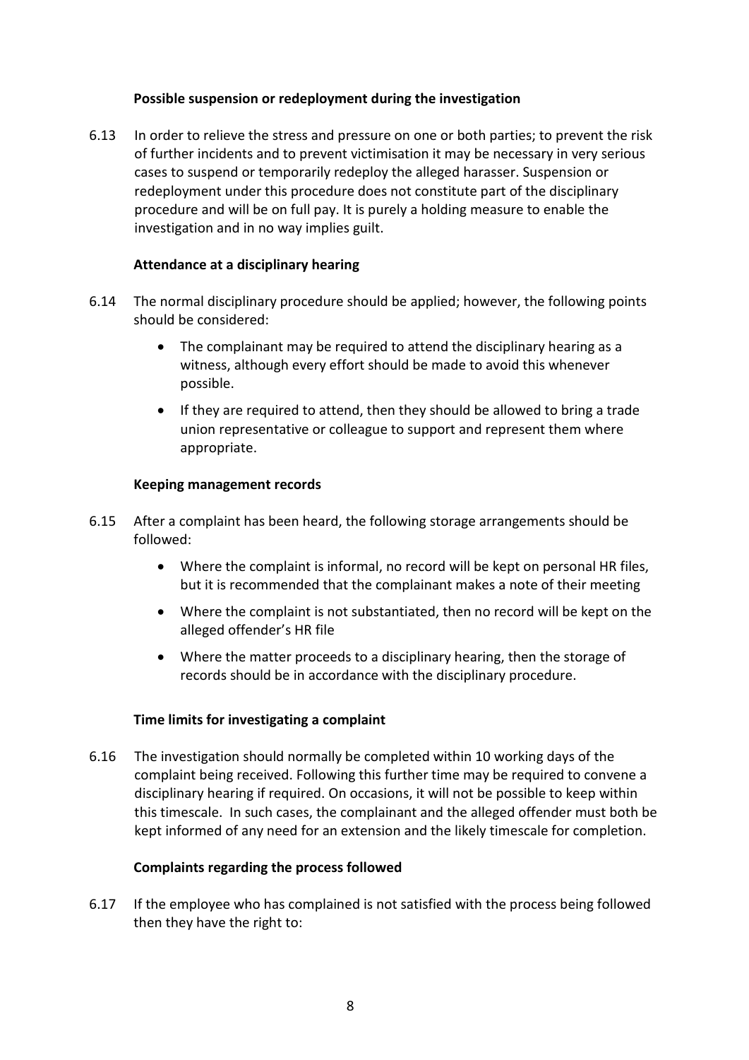### Possible suspension or redeployment during the investigation

6.13 In order to relieve the stress and pressure on one or both parties; to prevent the risk of further incidents and to prevent victimisation it may be necessary in very serious cases to suspend or temporarily redeploy the alleged harasser. Suspension or redeployment under this procedure does not constitute part of the disciplinary procedure and will be on full pay. It is purely a holding measure to enable the investigation and in no way implies guilt.

### Attendance at a disciplinary hearing

6.14 The normal disciplinary procedure should be applied; however, the following points should be considered:

- The complainant may be required to attend the disciplinary hearing as a witness, although every effort should be made to avoid this whenever possible.
- If they are required to attend, then they should be allowed to bring a trade union representative or colleague to support and represent them where appropriate.

### Keeping management records

6.15 After a complaint has been heard, the following storage arrangements should be followed:

- Where the complaint is informal, no record will be kept on personal HR files, but it is recommended that the complainant makes a note of their meeting
- Where the complaint is not substantiated, then no record will be kept on the alleged offender's HR file
- Where the matter proceeds to a disciplinary hearing, then the storage of records should be in accordance with the disciplinary procedure.

### Time limits for investigating a complaint

6.16 The investigation should normally be completed within 10 working days of the complaint being received. Following this further time may be required to convene a disciplinary hearing if required. On occasions, it will not be possible to keep within this timescale. In such cases, the complainant and the alleged offender must both be kept informed of any need for an extension and the likely timescale for completion.

### Complaints regarding the process followed

6.17 If the employee who has complained is not satisfied with the process being followed then they have the right to: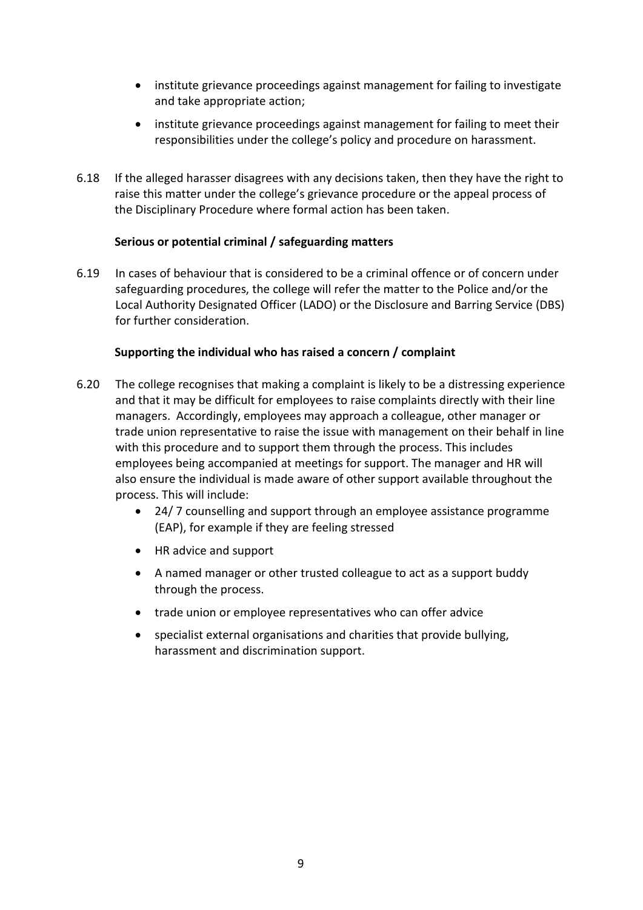- institute grievance proceedings against management for failing to investigate and take appropriate action;
- institute grievance proceedings against management for failing to meet their responsibilities under the college's policy and procedure on harassment.

6.18 If the alleged harasser disagrees with any decisions taken, then they have the right to raise this matter under the college's grievance procedure or the appeal process of the Disciplinary Procedure where formal action has been taken.

**Serious or potential criminal / safeguarding matters**

6.19 In cases of behaviour that is considered to be a criminal offence or of concern under safeguarding procedures, the college will refer the matter to the Police and/or the Local Authority Designated Officer (LADO) or the Disclosure and Barring Service (DBS) for further consideration.

**Supporting the individual who has raised a concern / complaint**

6.20 The college recognises that making a complaint is likely to be a distressing experience and that it may be difficult for employees to raise complaints directly with their line managers. Accordingly, employees may approach a colleague, other manager or trade union representative to raise the issue with management on their behalf in line with this procedure and to support them through the process. This includes employees being accompanied at meetings for support. The manager and HR will also ensure the individual is made aware of other support available throughout the process. This will include:

- 24/ 7 counselling and support through an employee assistance programme (EAP), for example if they are feeling stressed
- HR advice and support
- A named manager or other trusted colleague to act as a support buddy through the process.
- trade union or employee representatives who can offer advice
- specialist external organisations and charities that provide bullying, harassment and discrimination support.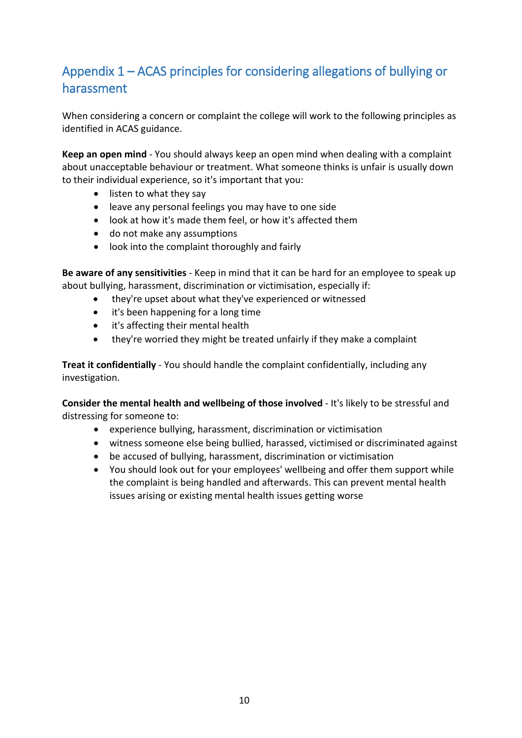## Appendix 1 – ACAS principles for considering allegations of bullying or harassment

When considering a concern or complaint the college will work to the following principles as identified in ACAS guidance.

**Keep an open mind** - You should always keep an open mind when dealing with a complaint about unacceptable behaviour or treatment. What someone thinks is unfair is usually down to their individual experience, so it's important that you:

- listen to what they say
- leave any personal feelings you may have to one side
- look at how it's made them feel, or how it's affected them
- do not make any assumptions
- look into the complaint thoroughly and fairly

**Be aware of any sensitivities** - Keep in mind that it can be hard for an employee to speak up about bullying, harassment, discrimination or victimisation, especially if:

- they're upset about what they've experienced or witnessed
- it's been happening for a long time
- it's affecting their mental health
- they're worried they might be treated unfairly if they make a complaint

**Treat it confidentially** - You should handle the complaint confidentially, including any investigation.

**Consider the mental health and wellbeing of those involved** - It's likely to be stressful and distressing for someone to:

- experience bullying, harassment, discrimination or victimisation
- witness someone else being bullied, harassed, victimised or discriminated against
- be accused of bullying, harassment, discrimination or victimisation
- You should look out for your employees' wellbeing and offer them support while the complaint is being handled and afterwards. This can prevent mental health issues arising or existing mental health issues getting worse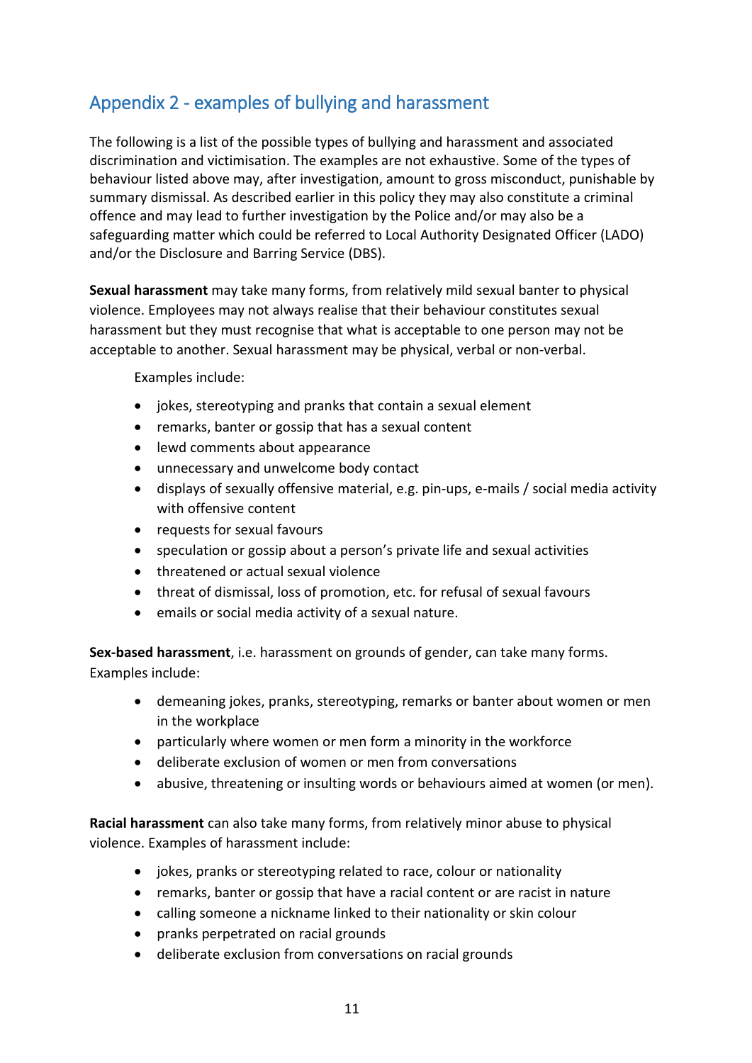## Appendix 2 - examples of bullying and harassment

The following is a list of the possible types of bullying and harassment and associated discrimination and victimisation. The examples are not exhaustive. Some of the types of behaviour listed above may, after investigation, amount to gross misconduct, punishable by summary dismissal. As described earlier in this policy they may also constitute a criminal offence and may lead to further investigation by the Police and/or may also be a safeguarding matter which could be referred to Local Authority Designated Officer (LADO) and/or the Disclosure and Barring Service (DBS).

**Sexual harassment** may take many forms, from relatively mild sexual banter to physical violence. Employees may not always realise that their behaviour constitutes sexual harassment but they must recognise that what is acceptable to one person may not be acceptable to another. Sexual harassment may be physical, verbal or non-verbal.

Examples include:

- jokes, stereotyping and pranks that contain a sexual element
- remarks, banter or gossip that has a sexual content
- lewd comments about appearance
- unnecessary and unwelcome body contact
- displays of sexually offensive material, e.g. pin-ups, e-mails / social media activity with offensive content
- requests for sexual favours
- speculation or gossip about a person's private life and sexual activities
- threatened or actual sexual violence
- threat of dismissal, loss of promotion, etc. for refusal of sexual favours
- emails or social media activity of a sexual nature.

**Sex-based harassment**, i.e. harassment on grounds of gender, can take many forms. Examples include:

- demeaning jokes, pranks, stereotyping, remarks or banter about women or men in the workplace
- particularly where women or men form a minority in the workforce
- deliberate exclusion of women or men from conversations
- abusive, threatening or insulting words or behaviours aimed at women (or men).

**Racial harassment** can also take many forms, from relatively minor abuse to physical violence. Examples of harassment include:

- jokes, pranks or stereotyping related to race, colour or nationality
- remarks, banter or gossip that have a racial content or are racist in nature
- calling someone a nickname linked to their nationality or skin colour
- pranks perpetrated on racial grounds
- deliberate exclusion from conversations on racial grounds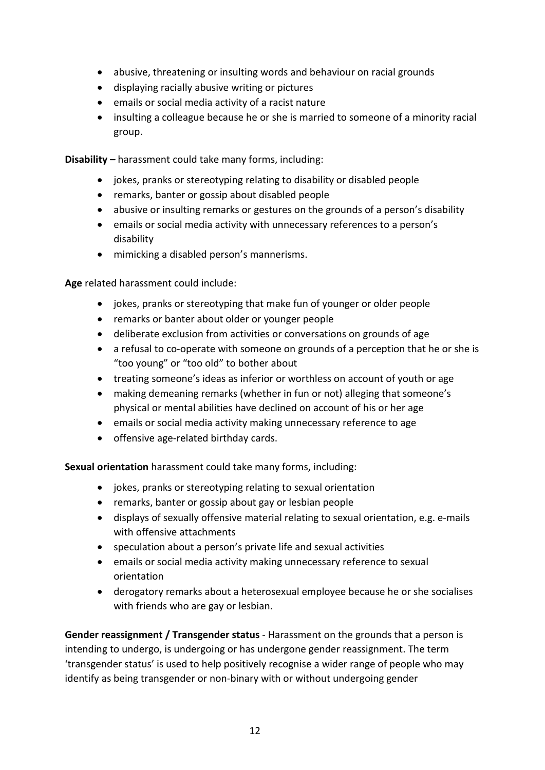- abusive, threatening or insulting words and behaviour on racial grounds
- displaying racially abusive writing or pictures
- emails or social media activity of a racist nature
- insulting a colleague because he or she is married to someone of a minority racial group.

**Disability –** harassment could take many forms, including:

- jokes, pranks or stereotyping relating to disability or disabled people
- remarks, banter or gossip about disabled people
- abusive or insulting remarks or gestures on the grounds of a person's disability
- emails or social media activity with unnecessary references to a person's disability
- mimicking a disabled person's mannerisms.

**Age** related harassment could include:

- jokes, pranks or stereotyping that make fun of younger or older people
- remarks or banter about older or younger people
- deliberate exclusion from activities or conversations on grounds of age
- a refusal to co-operate with someone on grounds of a perception that he or she is "too young" or "too old" to bother about
- treating someone's ideas as inferior or worthless on account of youth or age
- making demeaning remarks (whether in fun or not) alleging that someone's physical or mental abilities have declined on account of his or her age
- emails or social media activity making unnecessary reference to age
- offensive age-related birthday cards.

**Sexual orientation** harassment could take many forms, including:

- jokes, pranks or stereotyping relating to sexual orientation
- remarks, banter or gossip about gay or lesbian people
- displays of sexually offensive material relating to sexual orientation, e.g. e-mails with offensive attachments
- speculation about a person's private life and sexual activities
- emails or social media activity making unnecessary reference to sexual orientation
- derogatory remarks about a heterosexual employee because he or she socialises with friends who are gay or lesbian.

**Gender reassignment / Transgender status** - Harassment on the grounds that a person is intending to undergo, is undergoing or has undergone gender reassignment. The term 'transgender status' is used to help positively recognise a wider range of people who may identify as being transgender or non-binary with or without undergoing gender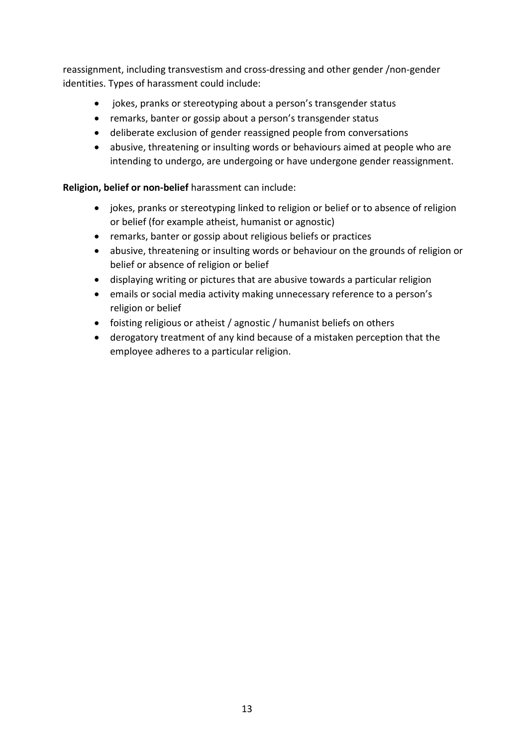reassignment, including transvestism and cross-dressing and other gender /non-gender identities. Types of harassment could include:

- jokes, pranks or stereotyping about a person's transgender status
- remarks, banter or gossip about a person's transgender status
- deliberate exclusion of gender reassigned people from conversations
- abusive, threatening or insulting words or behaviours aimed at people who are intending to undergo, are undergoing or have undergone gender reassignment.

**Religion, belief or non-belief** harassment can include:

- jokes, pranks or stereotyping linked to religion or belief or to absence of religion or belief (for example atheist, humanist or agnostic)
- remarks, banter or gossip about religious beliefs or practices
- abusive, threatening or insulting words or behaviour on the grounds of religion or belief or absence of religion or belief
- displaying writing or pictures that are abusive towards a particular religion
- emails or social media activity making unnecessary reference to a person's religion or belief
- foisting religious or atheist / agnostic / humanist beliefs on others
- derogatory treatment of any kind because of a mistaken perception that the employee adheres to a particular religion.